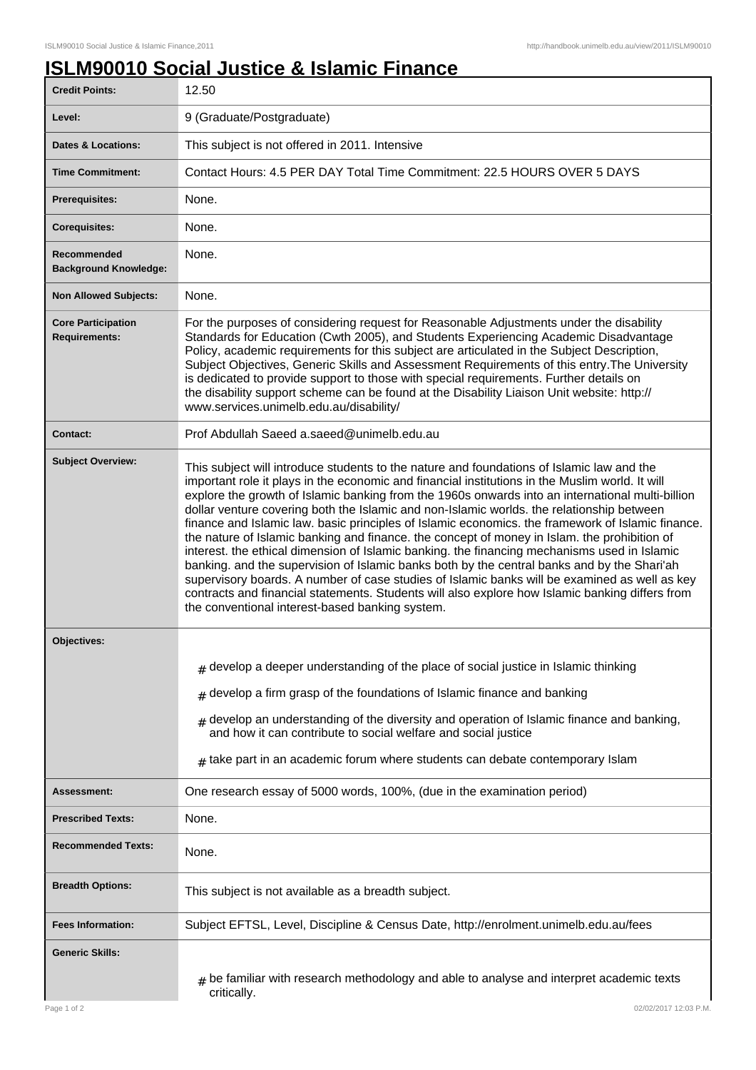# ISLM90010 Social Justice & Islamic Finance

| | |
|---|---|
| **Credit Points:** | 12.50 |
| **Level:** | 9 (Graduate/Postgraduate) |
| **Dates & Locations:** | This subject is not offered in 2011. Intensive |
| **Time Commitment:** | Contact Hours: 4.5 PER DAY Total Time Commitment: 22.5 HOURS OVER 5 DAYS |
| **Prerequisites:** | None. |
| **Corequisites:** | None. |
| **Recommended Background Knowledge:** | None. |
| **Non Allowed Subjects:** | None. |
| **Core Participation Requirements:** | For the purposes of considering request for Reasonable Adjustments under the disability Standards for Education (Cwth 2005), and Students Experiencing Academic Disadvantage Policy, academic requirements for this subject are articulated in the Subject Description, Subject Objectives, Generic Skills and Assessment Requirements of this entry.The University is dedicated to provide support to those with special requirements. Further details on the disability support scheme can be found at the Disability Liaison Unit website: http://www.services.unimelb.edu.au/disability/ |
| **Contact:** | Prof Abdullah Saeed a.saeed@unimelb.edu.au |
| **Subject Overview:** | This subject will introduce students to the nature and foundations of Islamic law and the important role it plays in the economic and financial institutions in the Muslim world. It will explore the growth of Islamic banking from the 1960s onwards into an international multi-billion dollar venture covering both the Islamic and non-Islamic worlds. the relationship between finance and Islamic law. basic principles of Islamic economics. the framework of Islamic finance. the nature of Islamic banking and finance. the concept of money in Islam. the prohibition of interest. the ethical dimension of Islamic banking. the financing mechanisms used in Islamic banking. and the supervision of Islamic banks both by the central banks and by the Shari'ah supervisory boards. A number of case studies of Islamic banks will be examined as well as key contracts and financial statements. Students will also explore how Islamic banking differs from the conventional interest-based banking system. |
| **Objectives:** | # develop a deeper understanding of the place of social justice in Islamic thinking<br># develop a firm grasp of the foundations of Islamic finance and banking<br># develop an understanding of the diversity and operation of Islamic finance and banking, and how it can contribute to social welfare and social justice<br># take part in an academic forum where students can debate contemporary Islam |
| **Assessment:** | One research essay of 5000 words, 100%, (due in the examination period) |
| **Prescribed Texts:** | None. |
| **Recommended Texts:** | None. |
| **Breadth Options:** | This subject is not available as a breadth subject. |
| **Fees Information:** | Subject EFTSL, Level, Discipline & Census Date, http://enrolment.unimelb.edu.au/fees |
| **Generic Skills:** | # be familiar with research methodology and able to analyse and interpret academic texts critically. |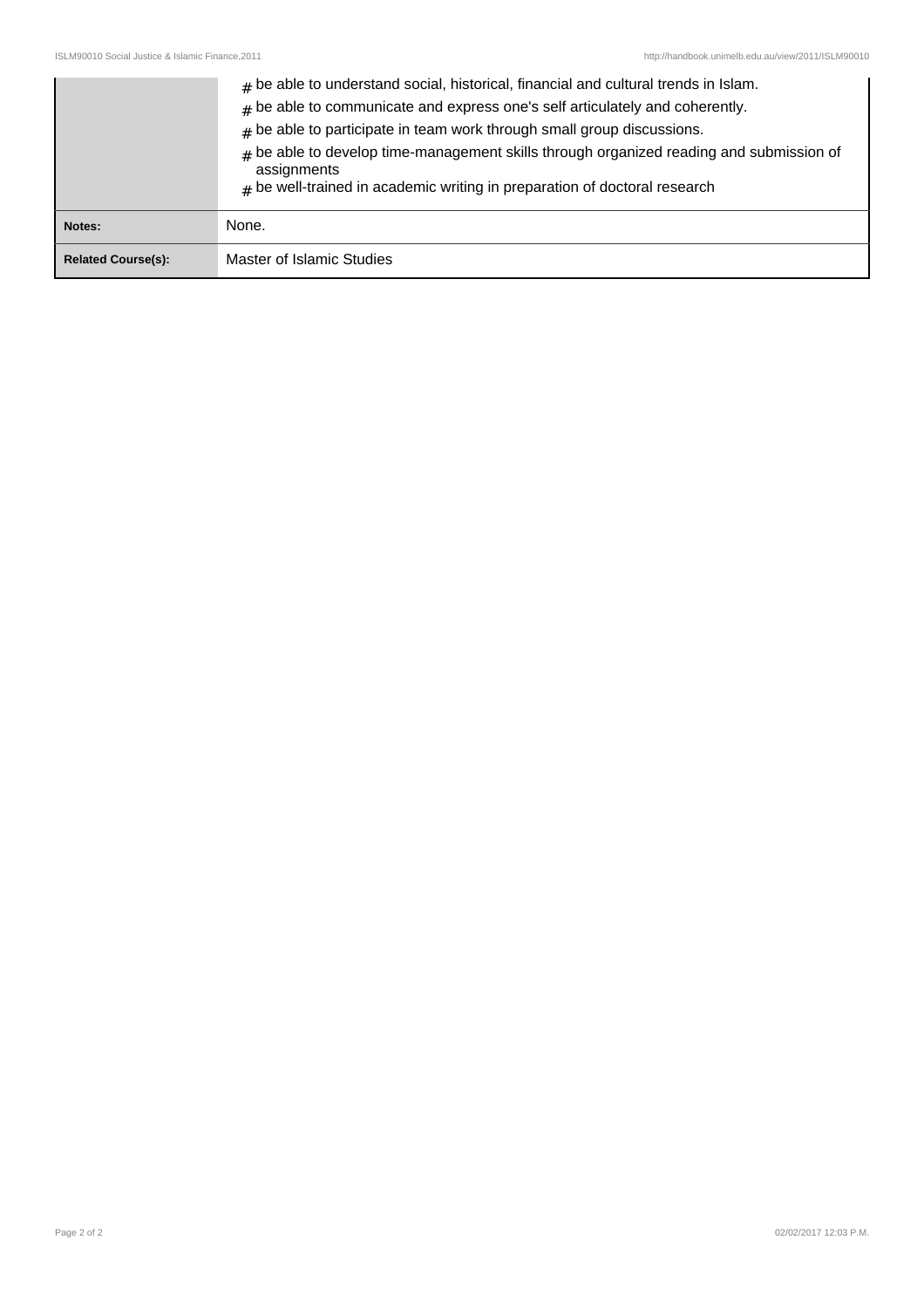| | |
|---|---|
| | # be able to understand social, historical, financial and cultural trends in Islam.<br># be able to communicate and express one's self articulately and coherently.<br># be able to participate in team work through small group discussions.<br># be able to develop time-management skills through organized reading and submission of assignments<br># be well-trained in academic writing in preparation of doctoral research |
| **Notes:** | None. |
| **Related Course(s):** | Master of Islamic Studies |